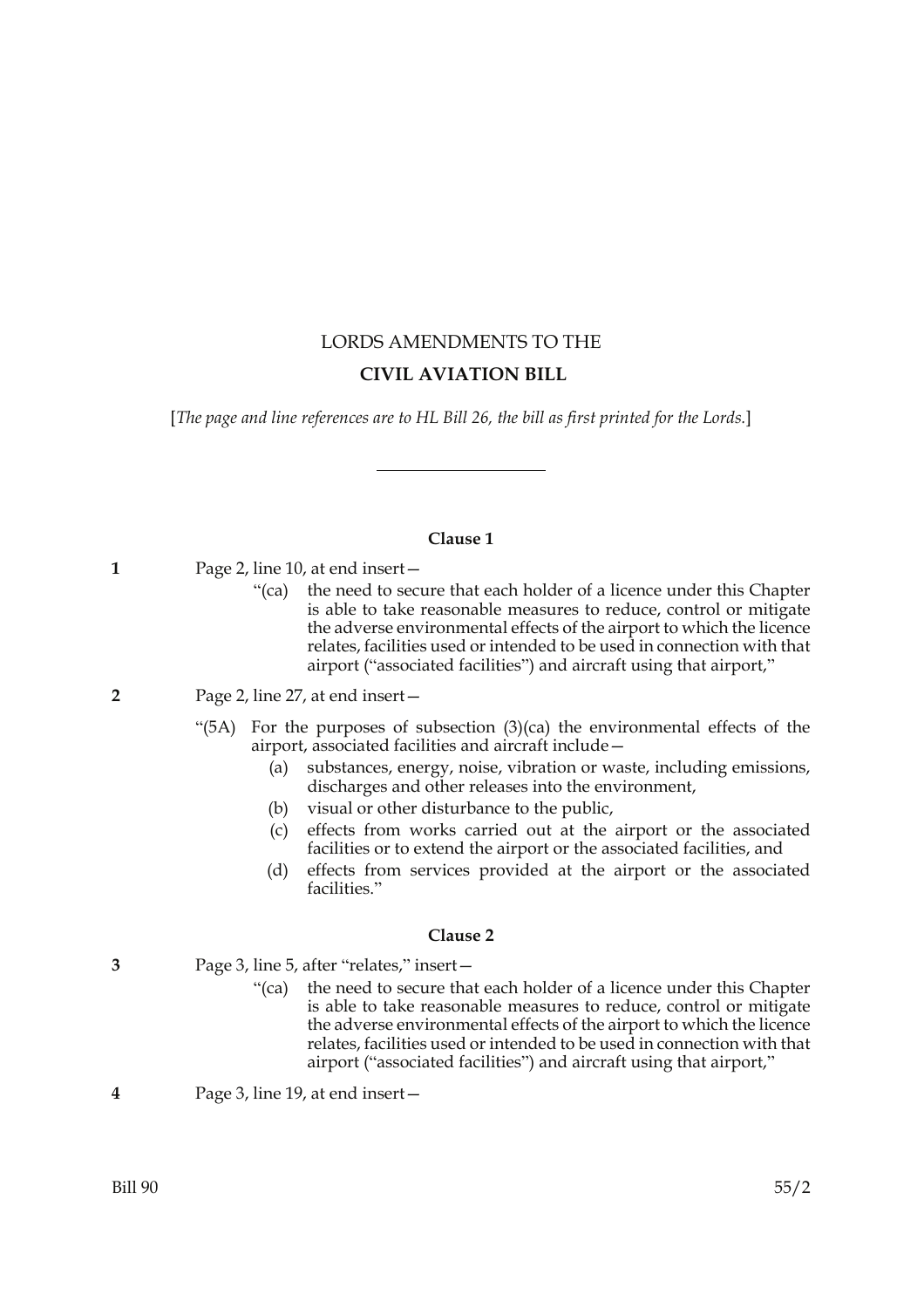# LORDS AMENDMENTS TO THE

## CIVIL AVIATION BILL

[*The page and line references are to HL Bill 26, the bill as first printed for the Lords.*]

---

### Clause 1

**1** Page 2, line 10, at end insert—

> "(ca) the need to secure that each holder of a licence under this Chapter is able to take reasonable measures to reduce, control or mitigate the adverse environmental effects of the airport to which the licence relates, facilities used or intended to be used in connection with that airport ("associated facilities") and aircraft using that airport,"

**2** Page 2, line 27, at end insert—

> "(5A) For the purposes of subsection (3)(ca) the environmental effects of the airport, associated facilities and aircraft include—
>
> (a) substances, energy, noise, vibration or waste, including emissions, discharges and other releases into the environment,
>
> (b) visual or other disturbance to the public,
>
> (c) effects from works carried out at the airport or the associated facilities or to extend the airport or the associated facilities, and
>
> (d) effects from services provided at the airport or the associated facilities."

### Clause 2

**3** Page 3, line 5, after "relates," insert—

> "(ca) the need to secure that each holder of a licence under this Chapter is able to take reasonable measures to reduce, control or mitigate the adverse environmental effects of the airport to which the licence relates, facilities used or intended to be used in connection with that airport ("associated facilities") and aircraft using that airport,"

**4** Page 3, line 19, at end insert—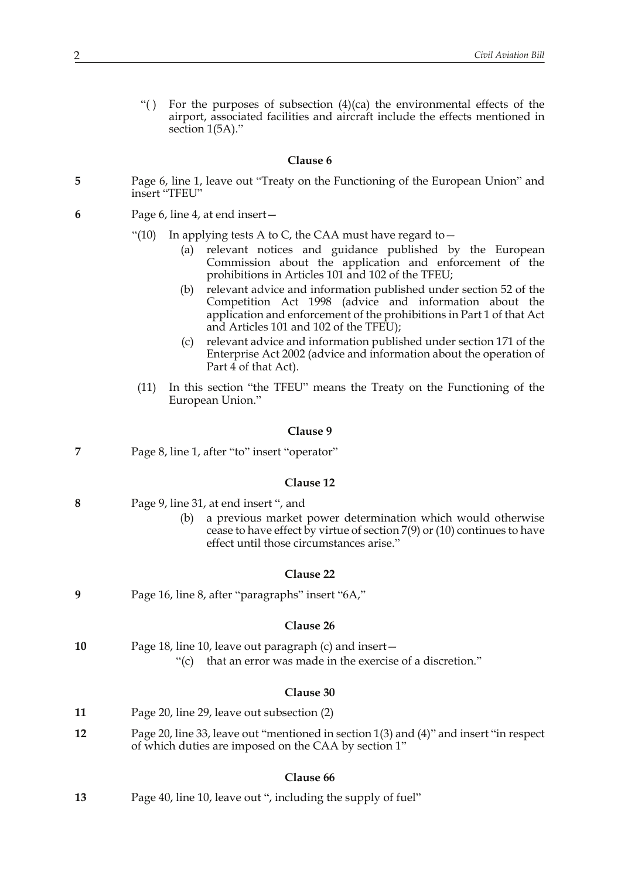"( ) For the purposes of subsection (4)(ca) the environmental effects of the airport, associated facilities and aircraft include the effects mentioned in section 1(5A)."

**Clause 6**

**5** Page 6, line 1, leave out "Treaty on the Functioning of the European Union" and insert "TFEU"

**6** Page 6, line 4, at end insert—

"(10) In applying tests A to C, the CAA must have regard to—

(a) relevant notices and guidance published by the European Commission about the application and enforcement of the prohibitions in Articles 101 and 102 of the TFEU;

(b) relevant advice and information published under section 52 of the Competition Act 1998 (advice and information about the application and enforcement of the prohibitions in Part 1 of that Act and Articles 101 and 102 of the TFEU);

(c) relevant advice and information published under section 171 of the Enterprise Act 2002 (advice and information about the operation of Part 4 of that Act).

(11) In this section "the TFEU" means the Treaty on the Functioning of the European Union."

**Clause 9**

**7** Page 8, line 1, after "to" insert "operator"

**Clause 12**

**8** Page 9, line 31, at end insert ", and

(b) a previous market power determination which would otherwise cease to have effect by virtue of section 7(9) or (10) continues to have effect until those circumstances arise."

**Clause 22**

**9** Page 16, line 8, after "paragraphs" insert "6A,"

**Clause 26**

**10** Page 18, line 10, leave out paragraph (c) and insert—

"(c) that an error was made in the exercise of a discretion."

**Clause 30**

**11** Page 20, line 29, leave out subsection (2)

**12** Page 20, line 33, leave out "mentioned in section 1(3) and (4)" and insert "in respect of which duties are imposed on the CAA by section 1"

**Clause 66**

**13** Page 40, line 10, leave out ", including the supply of fuel"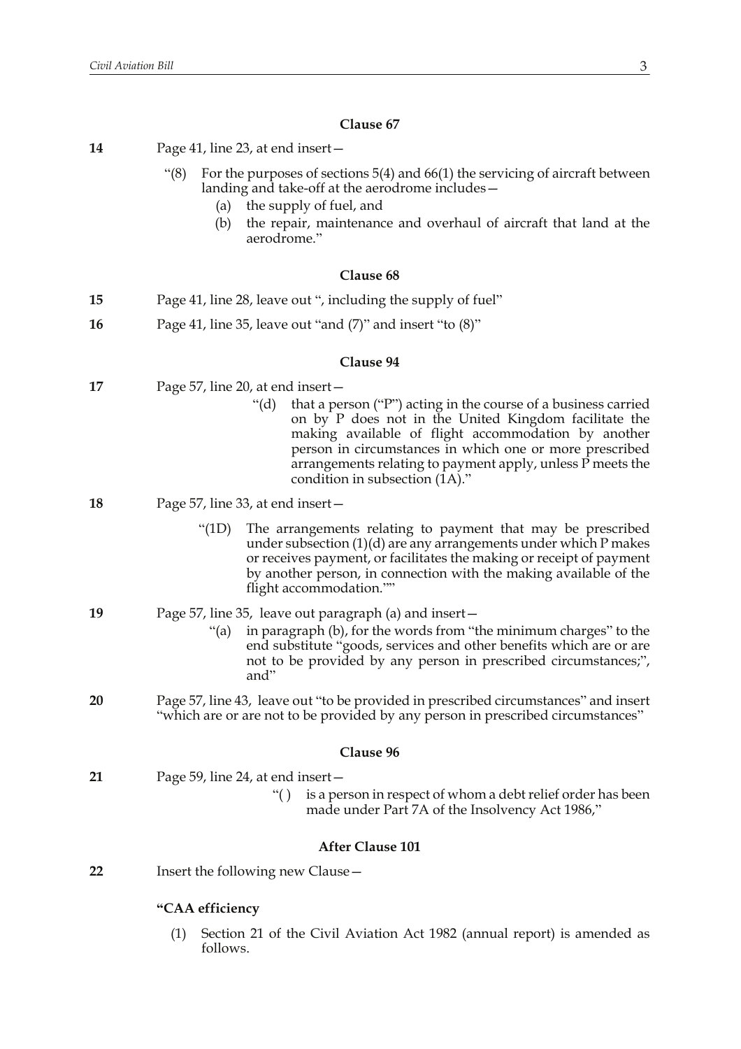### Clause 67

**14** Page 41, line 23, at end insert—

> “(8) For the purposes of sections 5(4) and 66(1) the servicing of aircraft between landing and take-off at the aerodrome includes—
>
> (a) the supply of fuel, and
>
> (b) the repair, maintenance and overhaul of aircraft that land at the aerodrome.”

### Clause 68

**15** Page 41, line 28, leave out “, including the supply of fuel”

**16** Page 41, line 35, leave out “and (7)” and insert “to (8)”

### Clause 94

**17** Page 57, line 20, at end insert—

> “(d) that a person (“P”) acting in the course of a business carried on by P does not in the United Kingdom facilitate the making available of flight accommodation by another person in circumstances in which one or more prescribed arrangements relating to payment apply, unless P meets the condition in subsection (1A).”

**18** Page 57, line 33, at end insert—

> “(1D) The arrangements relating to payment that may be prescribed under subsection (1)(d) are any arrangements under which P makes or receives payment, or facilitates the making or receipt of payment by another person, in connection with the making available of the flight accommodation.””

**19** Page 57, line 35, leave out paragraph (a) and insert—

> “(a) in paragraph (b), for the words from “the minimum charges” to the end substitute “goods, services and other benefits which are or are not to be provided by any person in prescribed circumstances;”, and”

**20** Page 57, line 43, leave out “to be provided in prescribed circumstances” and insert “which are or are not to be provided by any person in prescribed circumstances”

### Clause 96

**21** Page 59, line 24, at end insert—

> “( ) is a person in respect of whom a debt relief order has been made under Part 7A of the Insolvency Act 1986,”

### After Clause 101

**22** Insert the following new Clause—

> **“CAA efficiency**
>
> (1) Section 21 of the Civil Aviation Act 1982 (annual report) is amended as follows.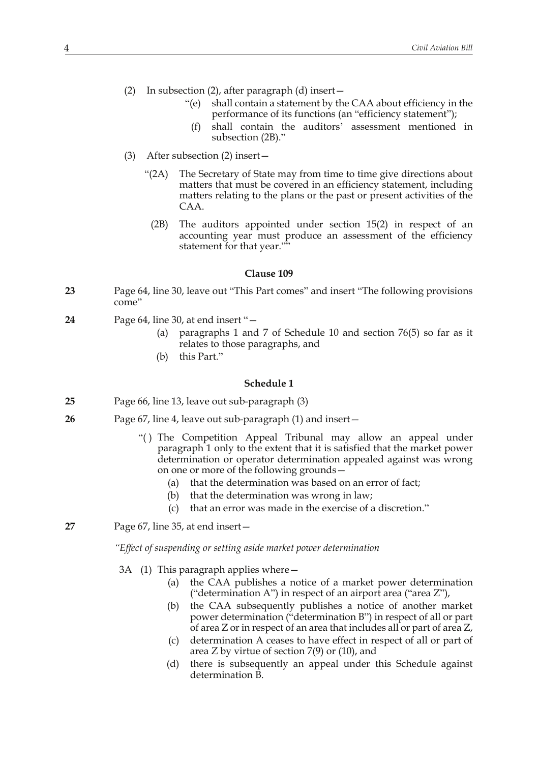(2) In subsection (2), after paragraph (d) insert—

> "(e) shall contain a statement by the CAA about efficiency in the performance of its functions (an "efficiency statement");
>
> (f) shall contain the auditors' assessment mentioned in subsection (2B)."

(3) After subsection (2) insert—

> "(2A) The Secretary of State may from time to time give directions about matters that must be covered in an efficiency statement, including matters relating to the plans or the past or present activities of the CAA.
>
> (2B) The auditors appointed under section 15(2) in respect of an accounting year must produce an assessment of the efficiency statement for that year.""

### Clause 109

**23** Page 64, line 30, leave out "This Part comes" and insert "The following provisions come"

**24** Page 64, line 30, at end insert "—

> (a) paragraphs 1 and 7 of Schedule 10 and section 76(5) so far as it relates to those paragraphs, and
>
> (b) this Part."

### Schedule 1

**25** Page 66, line 13, leave out sub-paragraph (3)

**26** Page 67, line 4, leave out sub-paragraph (1) and insert—

> "( ) The Competition Appeal Tribunal may allow an appeal under paragraph 1 only to the extent that it is satisfied that the market power determination or operator determination appealed against was wrong on one or more of the following grounds—
>
> (a) that the determination was based on an error of fact;
>
> (b) that the determination was wrong in law;
>
> (c) that an error was made in the exercise of a discretion."

**27** Page 67, line 35, at end insert—

> *"Effect of suspending or setting aside market power determination*
>
> 3A (1) This paragraph applies where—
>
> (a) the CAA publishes a notice of a market power determination ("determination A") in respect of an airport area ("area Z"),
>
> (b) the CAA subsequently publishes a notice of another market power determination ("determination B") in respect of all or part of area Z or in respect of an area that includes all or part of area Z,
>
> (c) determination A ceases to have effect in respect of all or part of area Z by virtue of section 7(9) or (10), and
>
> (d) there is subsequently an appeal under this Schedule against determination B.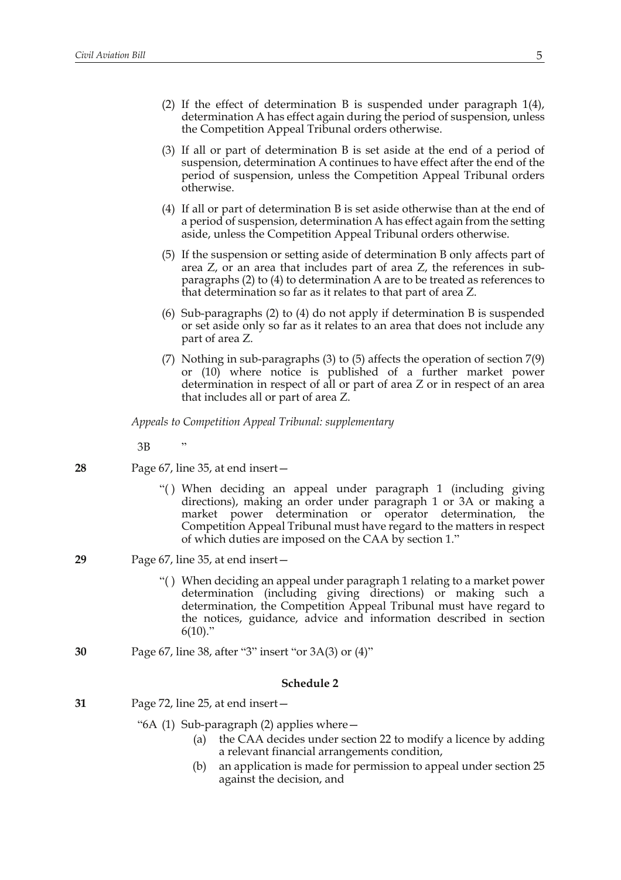(2) If the effect of determination B is suspended under paragraph 1(4), determination A has effect again during the period of suspension, unless the Competition Appeal Tribunal orders otherwise.

(3) If all or part of determination B is set aside at the end of a period of suspension, determination A continues to have effect after the end of the period of suspension, unless the Competition Appeal Tribunal orders otherwise.

(4) If all or part of determination B is set aside otherwise than at the end of a period of suspension, determination A has effect again from the setting aside, unless the Competition Appeal Tribunal orders otherwise.

(5) If the suspension or setting aside of determination B only affects part of area Z, or an area that includes part of area Z, the references in sub-paragraphs (2) to (4) to determination A are to be treated as references to that determination so far as it relates to that part of area Z.

(6) Sub-paragraphs (2) to (4) do not apply if determination B is suspended or set aside only so far as it relates to an area that does not include any part of area Z.

(7) Nothing in sub-paragraphs (3) to (5) affects the operation of section 7(9) or (10) where notice is published of a further market power determination in respect of all or part of area Z or in respect of an area that includes all or part of area Z.

*Appeals to Competition Appeal Tribunal: supplementary*

3B ”

**28** Page 67, line 35, at end insert—

“( ) When deciding an appeal under paragraph 1 (including giving directions), making an order under paragraph 1 or 3A or making a market power determination or operator determination, the Competition Appeal Tribunal must have regard to the matters in respect of which duties are imposed on the CAA by section 1.”

**29** Page 67, line 35, at end insert—

“( ) When deciding an appeal under paragraph 1 relating to a market power determination (including giving directions) or making such a determination, the Competition Appeal Tribunal must have regard to the notices, guidance, advice and information described in section 6(10).”

**30** Page 67, line 38, after “3” insert “or 3A(3) or (4)”

### Schedule 2

**31** Page 72, line 25, at end insert—

“6A (1) Sub-paragraph (2) applies where—

(a) the CAA decides under section 22 to modify a licence by adding a relevant financial arrangements condition,

(b) an application is made for permission to appeal under section 25 against the decision, and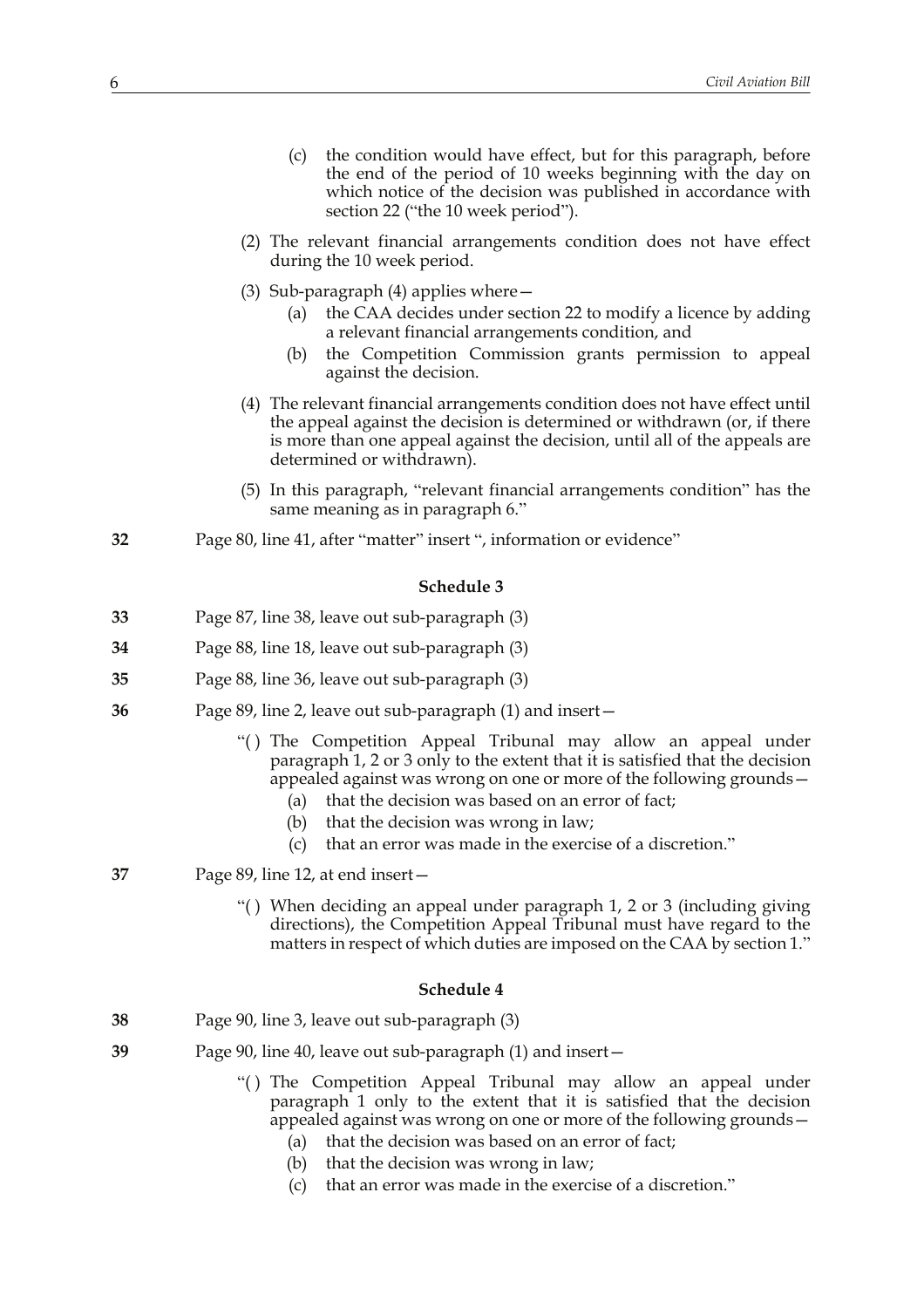(c) the condition would have effect, but for this paragraph, before the end of the period of 10 weeks beginning with the day on which notice of the decision was published in accordance with section 22 ("the 10 week period").

(2) The relevant financial arrangements condition does not have effect during the 10 week period.

(3) Sub-paragraph (4) applies where—

(a) the CAA decides under section 22 to modify a licence by adding a relevant financial arrangements condition, and

(b) the Competition Commission grants permission to appeal against the decision.

(4) The relevant financial arrangements condition does not have effect until the appeal against the decision is determined or withdrawn (or, if there is more than one appeal against the decision, until all of the appeals are determined or withdrawn).

(5) In this paragraph, "relevant financial arrangements condition" has the same meaning as in paragraph 6."

**32** Page 80, line 41, after "matter" insert ", information or evidence"

### Schedule 3

**33** Page 87, line 38, leave out sub-paragraph (3)

**34** Page 88, line 18, leave out sub-paragraph (3)

**35** Page 88, line 36, leave out sub-paragraph (3)

**36** Page 89, line 2, leave out sub-paragraph (1) and insert—

"( ) The Competition Appeal Tribunal may allow an appeal under paragraph 1, 2 or 3 only to the extent that it is satisfied that the decision appealed against was wrong on one or more of the following grounds—

(a) that the decision was based on an error of fact;

(b) that the decision was wrong in law;

(c) that an error was made in the exercise of a discretion."

**37** Page 89, line 12, at end insert—

"( ) When deciding an appeal under paragraph 1, 2 or 3 (including giving directions), the Competition Appeal Tribunal must have regard to the matters in respect of which duties are imposed on the CAA by section 1."

### Schedule 4

**38** Page 90, line 3, leave out sub-paragraph (3)

**39** Page 90, line 40, leave out sub-paragraph (1) and insert—

"( ) The Competition Appeal Tribunal may allow an appeal under paragraph 1 only to the extent that it is satisfied that the decision appealed against was wrong on one or more of the following grounds—

(a) that the decision was based on an error of fact;

(b) that the decision was wrong in law;

(c) that an error was made in the exercise of a discretion."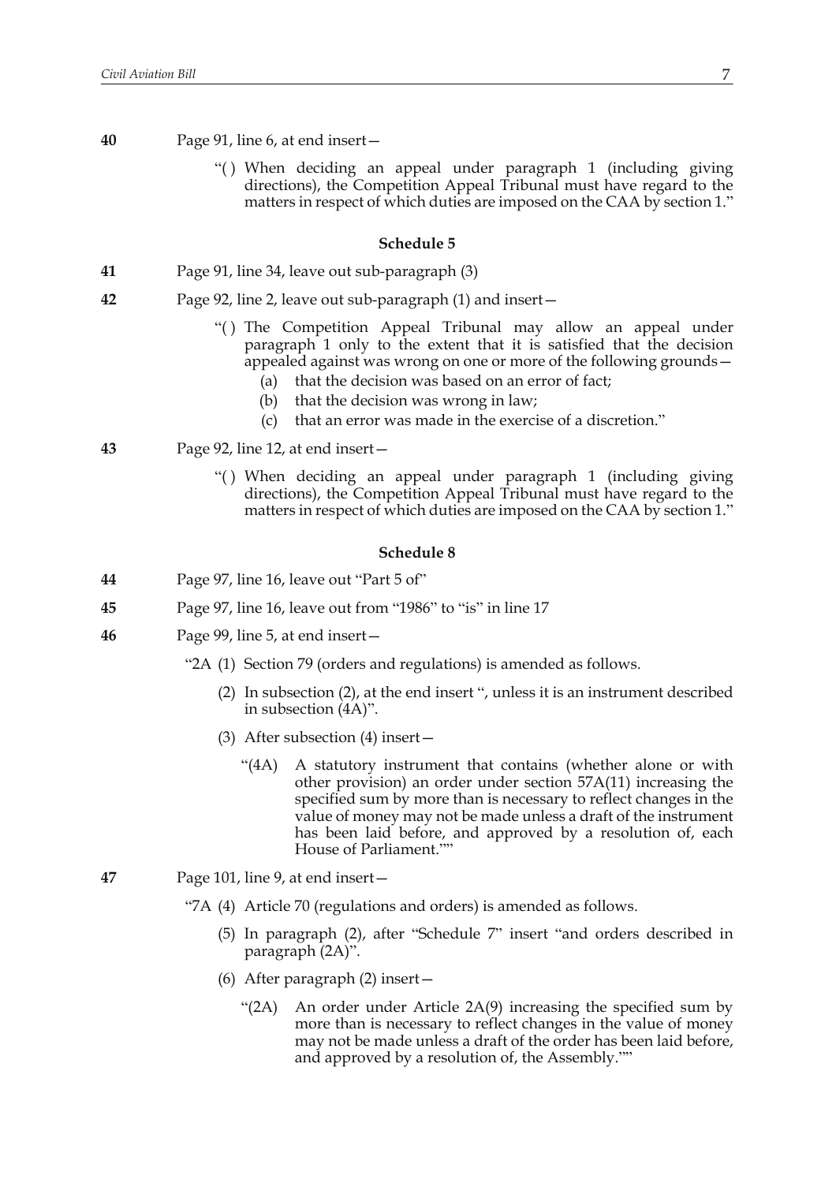**40** Page 91, line 6, at end insert—

"( ) When deciding an appeal under paragraph 1 (including giving directions), the Competition Appeal Tribunal must have regard to the matters in respect of which duties are imposed on the CAA by section 1."

### Schedule 5

**41** Page 91, line 34, leave out sub-paragraph (3)

**42** Page 92, line 2, leave out sub-paragraph (1) and insert—

"( ) The Competition Appeal Tribunal may allow an appeal under paragraph 1 only to the extent that it is satisfied that the decision appealed against was wrong on one or more of the following grounds—

(a) that the decision was based on an error of fact;

(b) that the decision was wrong in law;

(c) that an error was made in the exercise of a discretion."

**43** Page 92, line 12, at end insert—

"( ) When deciding an appeal under paragraph 1 (including giving directions), the Competition Appeal Tribunal must have regard to the matters in respect of which duties are imposed on the CAA by section 1."

### Schedule 8

**44** Page 97, line 16, leave out "Part 5 of"

**45** Page 97, line 16, leave out from "1986" to "is" in line 17

**46** Page 99, line 5, at end insert—

"2A (1) Section 79 (orders and regulations) is amended as follows.

(2) In subsection (2), at the end insert ", unless it is an instrument described in subsection (4A)".

(3) After subsection (4) insert—

"(4A) A statutory instrument that contains (whether alone or with other provision) an order under section 57A(11) increasing the specified sum by more than is necessary to reflect changes in the value of money may not be made unless a draft of the instrument has been laid before, and approved by a resolution of, each House of Parliament.""

**47** Page 101, line 9, at end insert—

"7A (4) Article 70 (regulations and orders) is amended as follows.

(5) In paragraph (2), after "Schedule 7" insert "and orders described in paragraph (2A)".

(6) After paragraph (2) insert—

"(2A) An order under Article 2A(9) increasing the specified sum by more than is necessary to reflect changes in the value of money may not be made unless a draft of the order has been laid before, and approved by a resolution of, the Assembly.""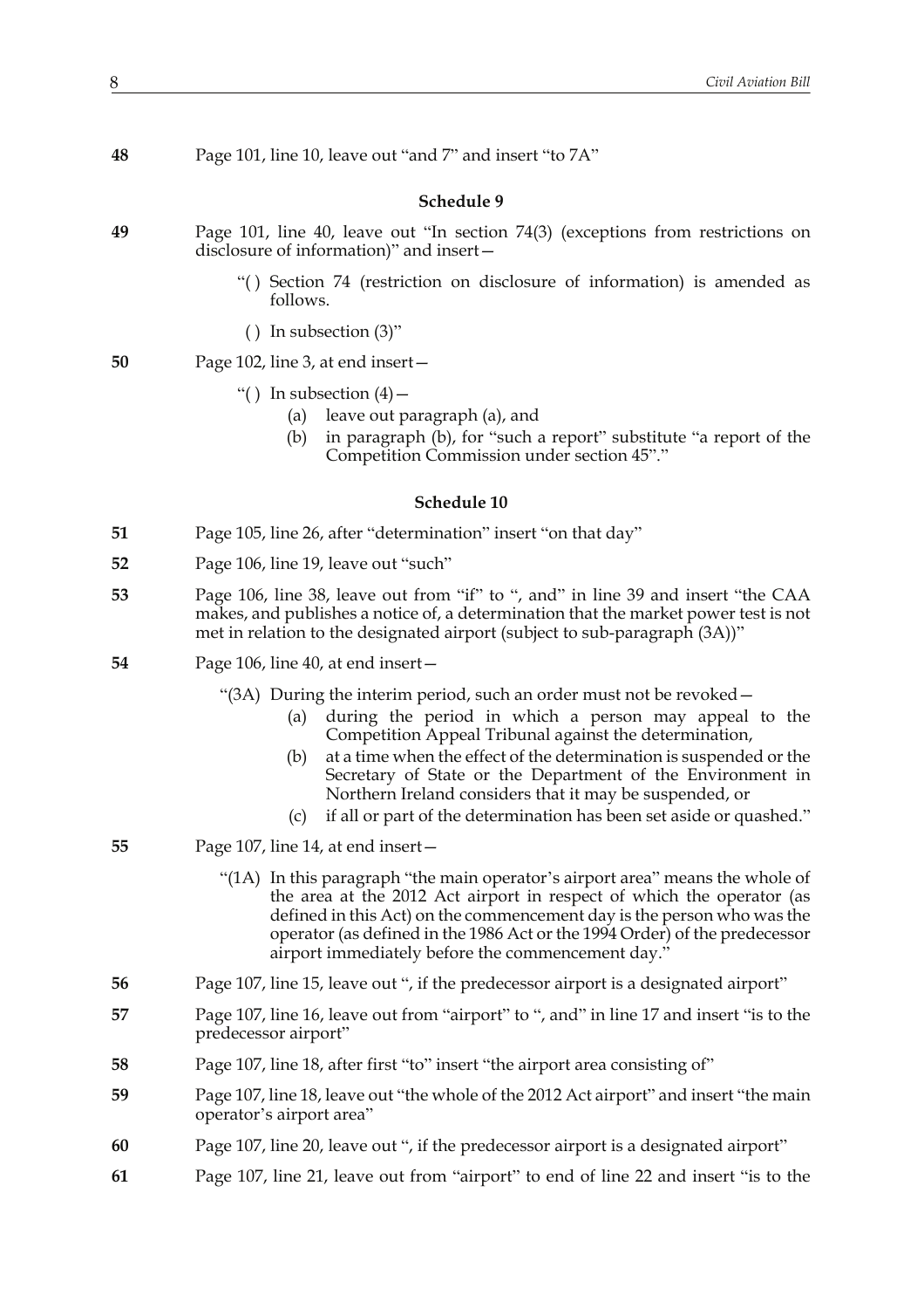**48** Page 101, line 10, leave out "and 7" and insert "to 7A"

### Schedule 9

**49** Page 101, line 40, leave out "In section 74(3) (exceptions from restrictions on disclosure of information)" and insert—

> "( ) Section 74 (restriction on disclosure of information) is amended as follows.
>
> ( ) In subsection (3)"

**50** Page 102, line 3, at end insert—

> "( ) In subsection (4)—
>
> (a) leave out paragraph (a), and
>
> (b) in paragraph (b), for "such a report" substitute "a report of the Competition Commission under section 45"."

### Schedule 10

**51** Page 105, line 26, after "determination" insert "on that day"

**52** Page 106, line 19, leave out "such"

**53** Page 106, line 38, leave out from "if" to ", and" in line 39 and insert "the CAA makes, and publishes a notice of, a determination that the market power test is not met in relation to the designated airport (subject to sub-paragraph (3A))"

**54** Page 106, line 40, at end insert—

> "(3A) During the interim period, such an order must not be revoked—
>
> (a) during the period in which a person may appeal to the Competition Appeal Tribunal against the determination,
>
> (b) at a time when the effect of the determination is suspended or the Secretary of State or the Department of the Environment in Northern Ireland considers that it may be suspended, or
>
> (c) if all or part of the determination has been set aside or quashed."

**55** Page 107, line 14, at end insert—

> "(1A) In this paragraph "the main operator's airport area" means the whole of the area at the 2012 Act airport in respect of which the operator (as defined in this Act) on the commencement day is the person who was the operator (as defined in the 1986 Act or the 1994 Order) of the predecessor airport immediately before the commencement day."

**56** Page 107, line 15, leave out ", if the predecessor airport is a designated airport"

**57** Page 107, line 16, leave out from "airport" to ", and" in line 17 and insert "is to the predecessor airport"

**58** Page 107, line 18, after first "to" insert "the airport area consisting of"

**59** Page 107, line 18, leave out "the whole of the 2012 Act airport" and insert "the main operator's airport area"

**60** Page 107, line 20, leave out ", if the predecessor airport is a designated airport"

**61** Page 107, line 21, leave out from "airport" to end of line 22 and insert "is to the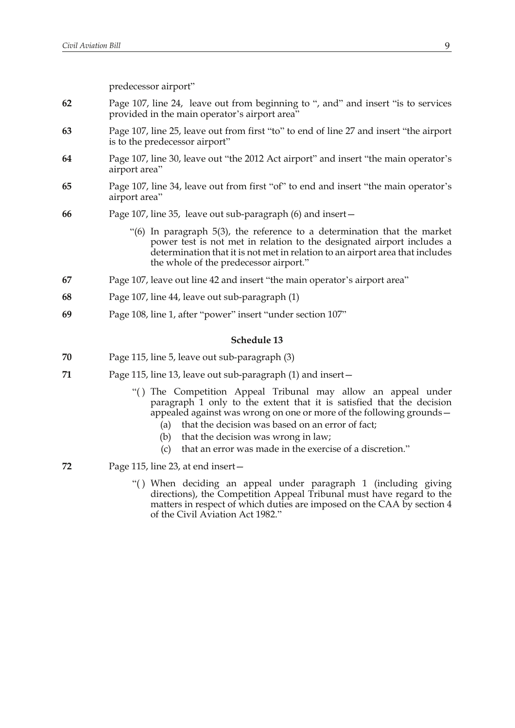predecessor airport"

**62** Page 107, line 24, leave out from beginning to ", and" and insert "is to services provided in the main operator's airport area"

**63** Page 107, line 25, leave out from first "to" to end of line 27 and insert "the airport is to the predecessor airport"

**64** Page 107, line 30, leave out "the 2012 Act airport" and insert "the main operator's airport area"

**65** Page 107, line 34, leave out from first "of" to end and insert "the main operator's airport area"

**66** Page 107, line 35, leave out sub-paragraph (6) and insert—

> "(6) In paragraph 5(3), the reference to a determination that the market power test is not met in relation to the designated airport includes a determination that it is not met in relation to an airport area that includes the whole of the predecessor airport."

**67** Page 107, leave out line 42 and insert "the main operator's airport area"

**68** Page 107, line 44, leave out sub-paragraph (1)

**69** Page 108, line 1, after "power" insert "under section 107"

### Schedule 13

**70** Page 115, line 5, leave out sub-paragraph (3)

**71** Page 115, line 13, leave out sub-paragraph (1) and insert—

> "( ) The Competition Appeal Tribunal may allow an appeal under paragraph 1 only to the extent that it is satisfied that the decision appealed against was wrong on one or more of the following grounds—
> (a) that the decision was based on an error of fact;
> (b) that the decision was wrong in law;
> (c) that an error was made in the exercise of a discretion."

**72** Page 115, line 23, at end insert—

> "( ) When deciding an appeal under paragraph 1 (including giving directions), the Competition Appeal Tribunal must have regard to the matters in respect of which duties are imposed on the CAA by section 4 of the Civil Aviation Act 1982."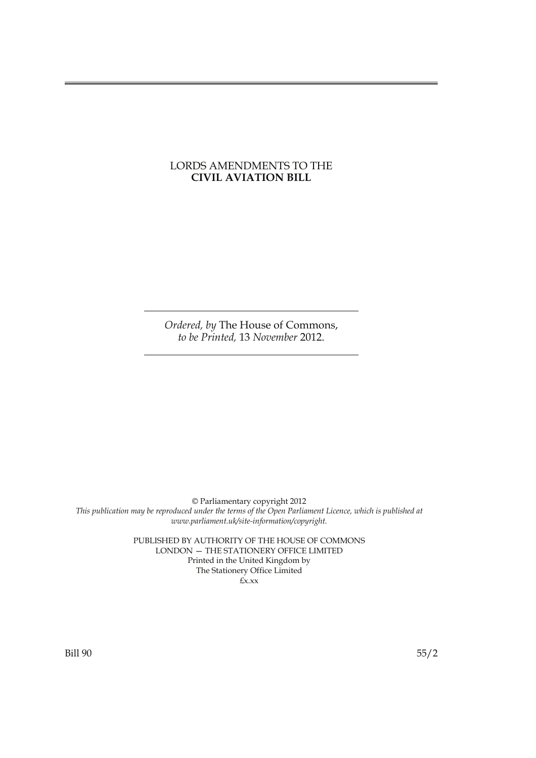LORDS AMENDMENTS TO THE
**CIVIL AVIATION BILL**

*Ordered, by* The House of Commons,
*to be Printed,* 13 *November* 2012.

© Parliamentary copyright 2012
*This publication may be reproduced under the terms of the Open Parliament Licence, which is published at www.parliament.uk/site-information/copyright.*

PUBLISHED BY AUTHORITY OF THE HOUSE OF COMMONS
LONDON — THE STATIONERY OFFICE LIMITED
Printed in the United Kingdom by
The Stationery Office Limited
£x.xx

Bill 90 55/2